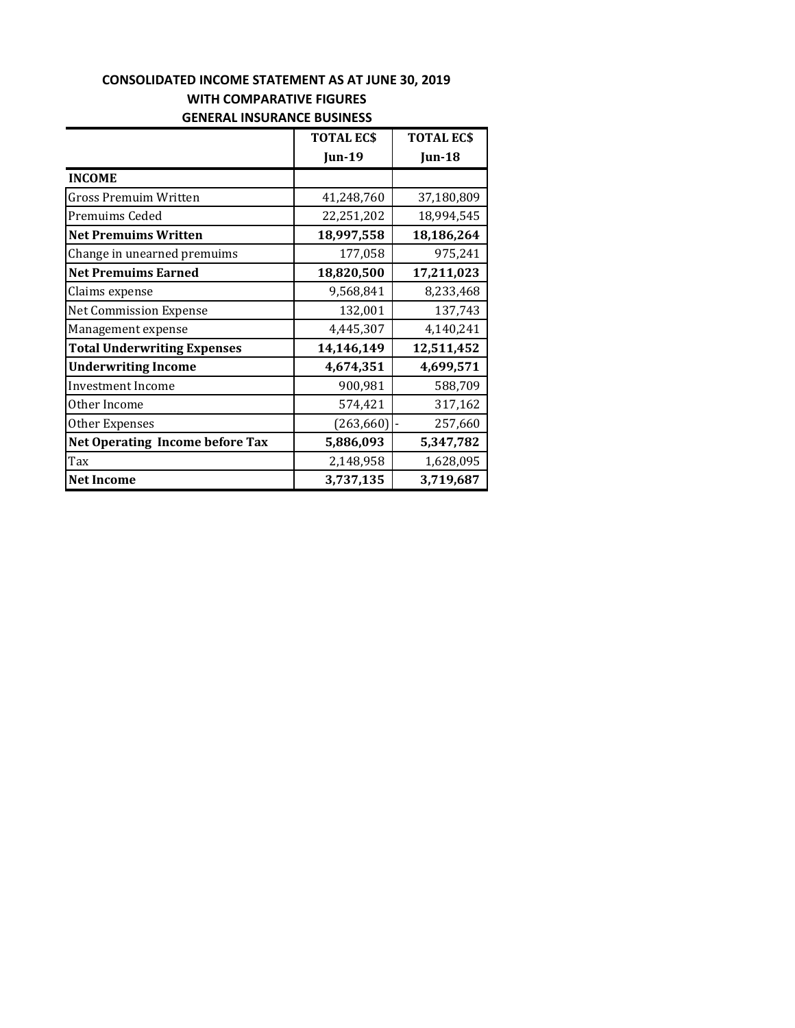**CONSOLIDATED INCOME STATEMENT AS AT JUNE 30, 2019**
**WITH COMPARATIVE FIGURES**
**GENERAL INSURANCE BUSINESS**

| | TOTAL EC$ Jun-19 | TOTAL EC$ Jun-18 |
|---|---|---|
| **INCOME** | | |
| Gross Premuim Written | 41,248,760 | 37,180,809 |
| Premuims Ceded | 22,251,202 | 18,994,545 |
| **Net Premuims Written** | **18,997,558** | **18,186,264** |
| Change in unearned premuims | 177,058 | 975,241 |
| **Net Premuims Earned** | **18,820,500** | **17,211,023** |
| Claims expense | 9,568,841 | 8,233,468 |
| Net Commission Expense | 132,001 | 137,743 |
| Management expense | 4,445,307 | 4,140,241 |
| **Total Underwriting Expenses** | **14,146,149** | **12,511,452** |
| **Underwriting Income** | **4,674,351** | **4,699,571** |
| Investment Income | 900,981 | 588,709 |
| Other Income | 574,421 | 317,162 |
| Other Expenses | (263,660) | - 257,660 |
| **Net Operating Income before Tax** | **5,886,093** | **5,347,782** |
| Tax | 2,148,958 | 1,628,095 |
| **Net Income** | **3,737,135** | **3,719,687** |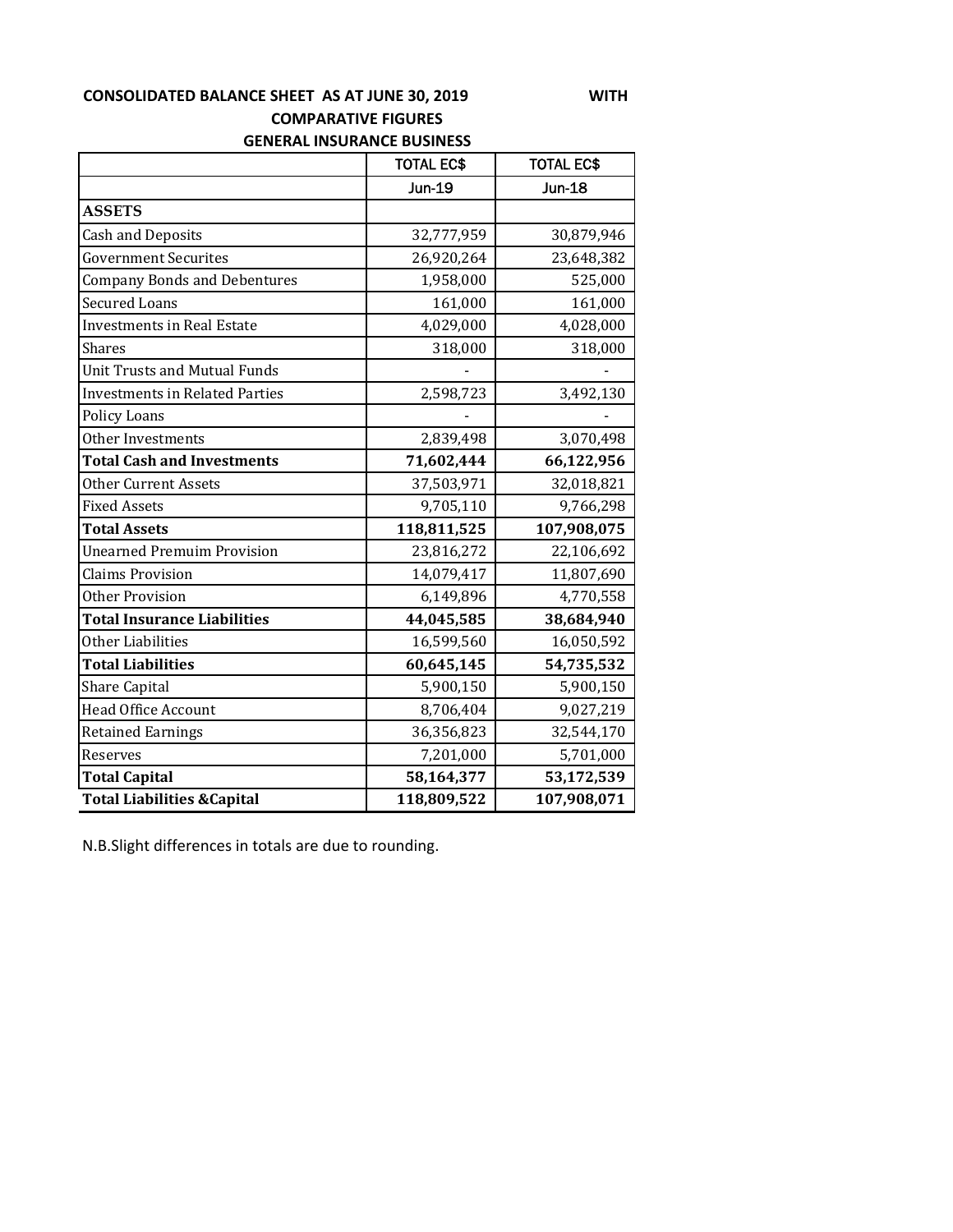**CONSOLIDATED BALANCE SHEET AS AT JUNE 30, 2019 WITH COMPARATIVE FIGURES**

**GENERAL INSURANCE BUSINESS**

| | TOTAL EC$ | TOTAL EC$ |
|---|---|---|
| | Jun-19 | Jun-18 |
| **ASSETS** | | |
| Cash and Deposits | 32,777,959 | 30,879,946 |
| Government Securites | 26,920,264 | 23,648,382 |
| Company Bonds and Debentures | 1,958,000 | 525,000 |
| Secured Loans | 161,000 | 161,000 |
| Investments in Real Estate | 4,029,000 | 4,028,000 |
| Shares | 318,000 | 318,000 |
| Unit Trusts and Mutual Funds | - | - |
| Investments in Related Parties | 2,598,723 | 3,492,130 |
| Policy Loans | - | - |
| Other Investments | 2,839,498 | 3,070,498 |
| **Total Cash and Investments** | **71,602,444** | **66,122,956** |
| Other Current Assets | 37,503,971 | 32,018,821 |
| Fixed Assets | 9,705,110 | 9,766,298 |
| **Total Assets** | **118,811,525** | **107,908,075** |
| Unearned Premuim Provision | 23,816,272 | 22,106,692 |
| Claims Provision | 14,079,417 | 11,807,690 |
| Other Provision | 6,149,896 | 4,770,558 |
| **Total Insurance Liabilities** | **44,045,585** | **38,684,940** |
| Other Liabilities | 16,599,560 | 16,050,592 |
| **Total Liabilities** | **60,645,145** | **54,735,532** |
| Share Capital | 5,900,150 | 5,900,150 |
| Head Office Account | 8,706,404 | 9,027,219 |
| Retained Earnings | 36,356,823 | 32,544,170 |
| Reserves | 7,201,000 | 5,701,000 |
| **Total Capital** | **58,164,377** | **53,172,539** |
| **Total Liabilities &Capital** | **118,809,522** | **107,908,071** |

N.B.Slight differences in totals are due to rounding.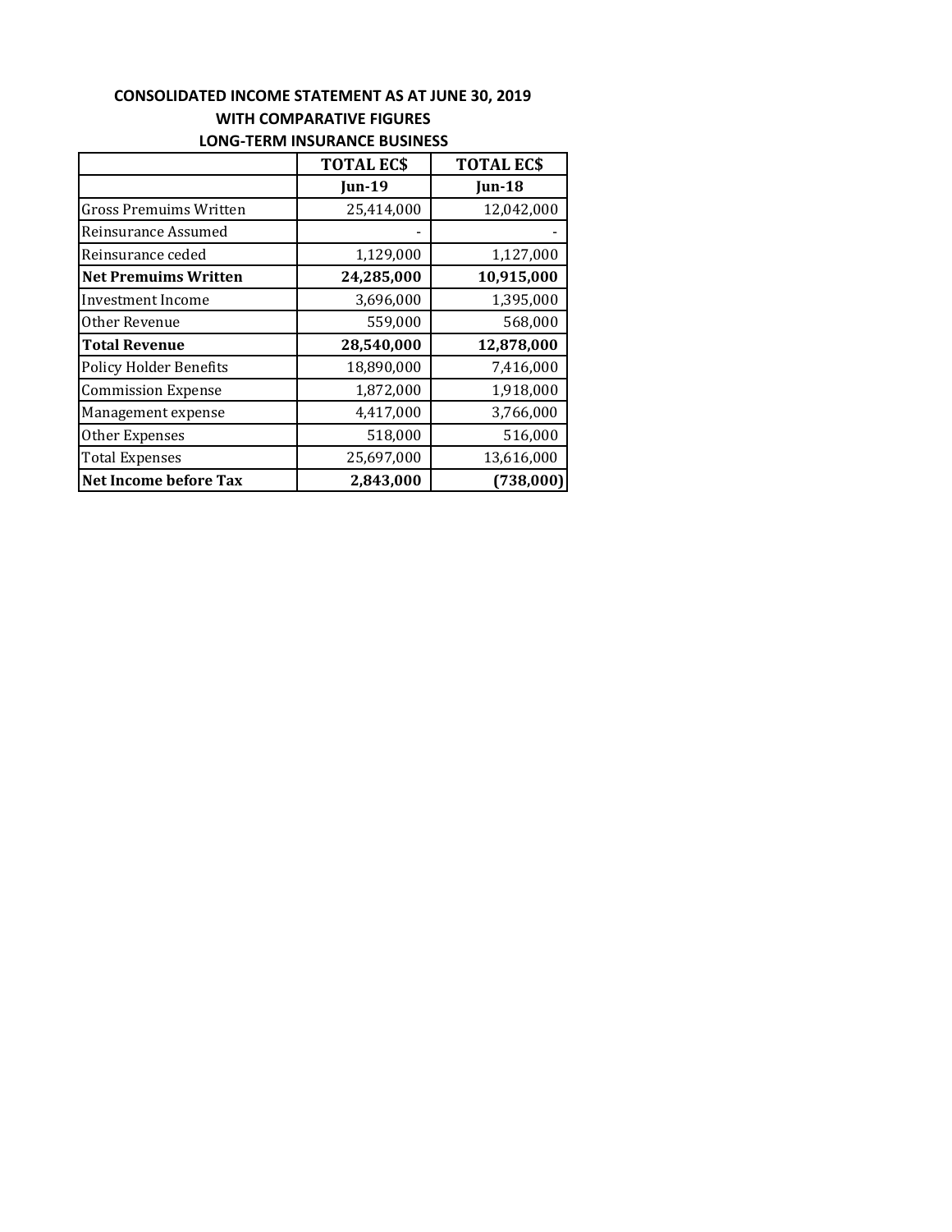**CONSOLIDATED INCOME STATEMENT AS AT JUNE 30, 2019**
**WITH COMPARATIVE FIGURES**
**LONG-TERM INSURANCE BUSINESS**

| | **TOTAL EC$** | **TOTAL EC$** |
|---|---|---|
| | **Jun-19** | **Jun-18** |
| Gross Premuims Written | 25,414,000 | 12,042,000 |
| Reinsurance Assumed | - | - |
| Reinsurance ceded | 1,129,000 | 1,127,000 |
| **Net Premuims Written** | **24,285,000** | **10,915,000** |
| Investment Income | 3,696,000 | 1,395,000 |
| Other Revenue | 559,000 | 568,000 |
| **Total Revenue** | **28,540,000** | **12,878,000** |
| Policy Holder Benefits | 18,890,000 | 7,416,000 |
| Commission Expense | 1,872,000 | 1,918,000 |
| Management expense | 4,417,000 | 3,766,000 |
| Other Expenses | 518,000 | 516,000 |
| Total Expenses | 25,697,000 | 13,616,000 |
| **Net Income before Tax** | **2,843,000** | **(738,000)** |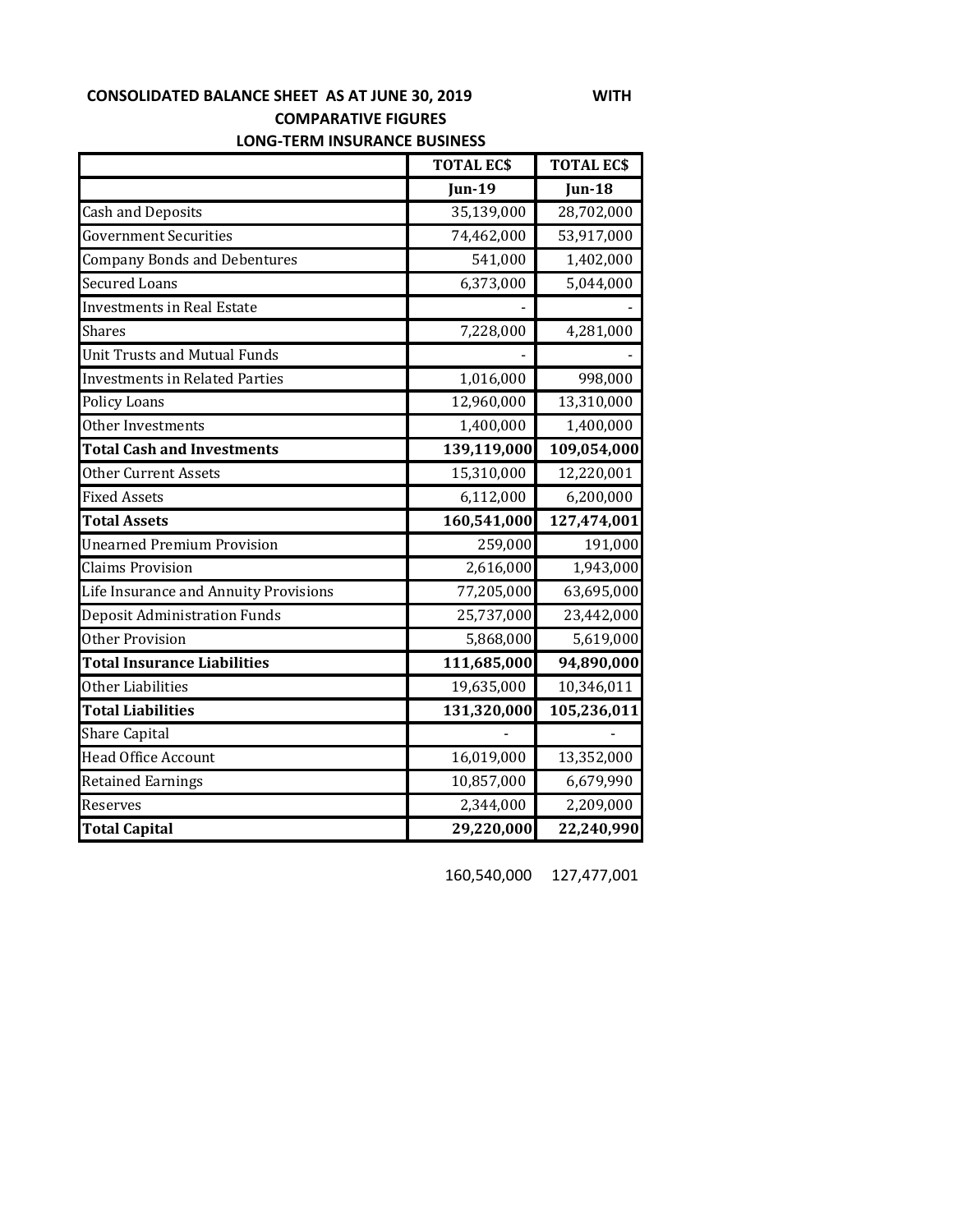**CONSOLIDATED BALANCE SHEET AS AT JUNE 30, 2019 WITH COMPARATIVE FIGURES**

**LONG-TERM INSURANCE BUSINESS**

| | TOTAL EC$ | TOTAL EC$ |
|---|---|---|
| | **Jun-19** | **Jun-18** |
| Cash and Deposits | 35,139,000 | 28,702,000 |
| Government Securities | 74,462,000 | 53,917,000 |
| Company Bonds and Debentures | 541,000 | 1,402,000 |
| Secured Loans | 6,373,000 | 5,044,000 |
| Investments in Real Estate | - | - |
| Shares | 7,228,000 | 4,281,000 |
| Unit Trusts and Mutual Funds | - | - |
| Investments in Related Parties | 1,016,000 | 998,000 |
| Policy Loans | 12,960,000 | 13,310,000 |
| Other Investments | 1,400,000 | 1,400,000 |
| **Total Cash and Investments** | **139,119,000** | **109,054,000** |
| Other Current Assets | 15,310,000 | 12,220,001 |
| Fixed Assets | 6,112,000 | 6,200,000 |
| **Total Assets** | **160,541,000** | **127,474,001** |
| Unearned Premium Provision | 259,000 | 191,000 |
| Claims Provision | 2,616,000 | 1,943,000 |
| Life Insurance and Annuity Provisions | 77,205,000 | 63,695,000 |
| Deposit Administration Funds | 25,737,000 | 23,442,000 |
| Other Provision | 5,868,000 | 5,619,000 |
| **Total Insurance Liabilities** | **111,685,000** | **94,890,000** |
| Other Liabilities | 19,635,000 | 10,346,011 |
| **Total Liabilities** | **131,320,000** | **105,236,011** |
| Share Capital | - | - |
| Head Office Account | 16,019,000 | 13,352,000 |
| Retained Earnings | 10,857,000 | 6,679,990 |
| Reserves | 2,344,000 | 2,209,000 |
| **Total Capital** | **29,220,000** | **22,240,990** |
| | 160,540,000 | 127,477,001 |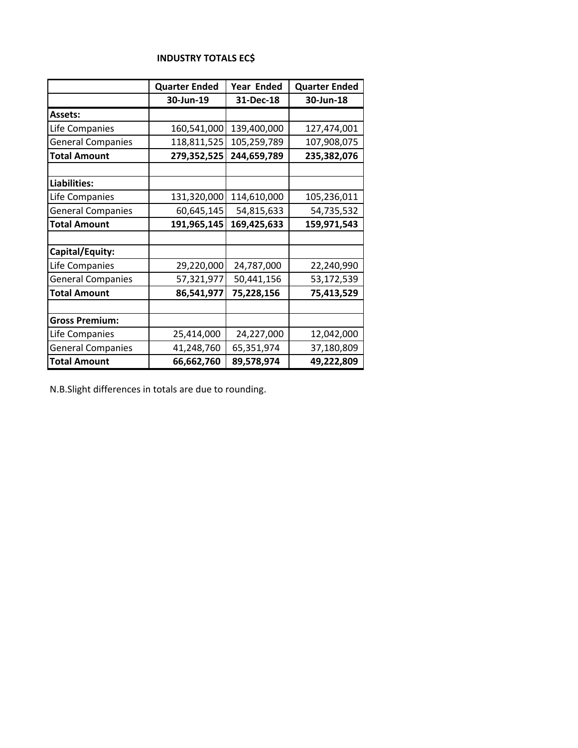**INDUSTRY TOTALS EC$**

| | Quarter Ended | Year Ended | Quarter Ended |
|---|---|---|---|
| | **30-Jun-19** | **31-Dec-18** | **30-Jun-18** |
| **Assets:** | | | |
| Life Companies | 160,541,000 | 139,400,000 | 127,474,001 |
| General Companies | 118,811,525 | 105,259,789 | 107,908,075 |
| **Total Amount** | **279,352,525** | **244,659,789** | **235,382,076** |
| | | | |
| **Liabilities:** | | | |
| Life Companies | 131,320,000 | 114,610,000 | 105,236,011 |
| General Companies | 60,645,145 | 54,815,633 | 54,735,532 |
| **Total Amount** | **191,965,145** | **169,425,633** | **159,971,543** |
| | | | |
| **Capital/Equity:** | | | |
| Life Companies | 29,220,000 | 24,787,000 | 22,240,990 |
| General Companies | 57,321,977 | 50,441,156 | 53,172,539 |
| **Total Amount** | **86,541,977** | **75,228,156** | **75,413,529** |
| | | | |
| **Gross Premium:** | | | |
| Life Companies | 25,414,000 | 24,227,000 | 12,042,000 |
| General Companies | 41,248,760 | 65,351,974 | 37,180,809 |
| **Total Amount** | **66,662,760** | **89,578,974** | **49,222,809** |

N.B.Slight differences in totals are due to rounding.